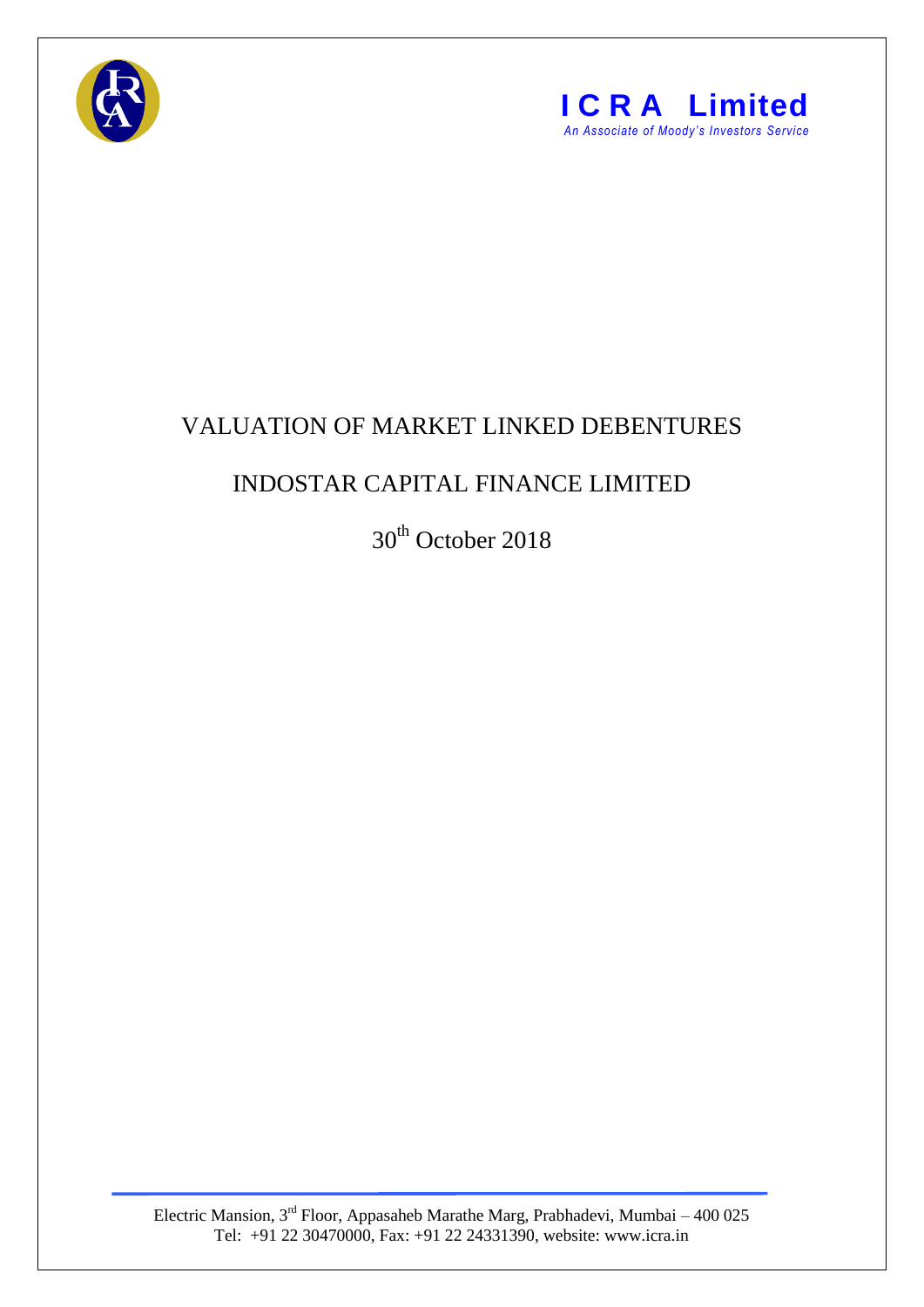**ICRA Limited**

*An Associate of Moody's Investors Service*

# VALUATION OF MARKET LINKED DEBENTURES

## INDOSTAR CAPITAL FINANCE LIMITED

30th October 2018

Electric Mansion, 3rd Floor, Appasaheb Marathe Marg, Prabhadevi, Mumbai – 400 025
Tel: +91 22 30470000, Fax: +91 22 24331390, website: www.icra.in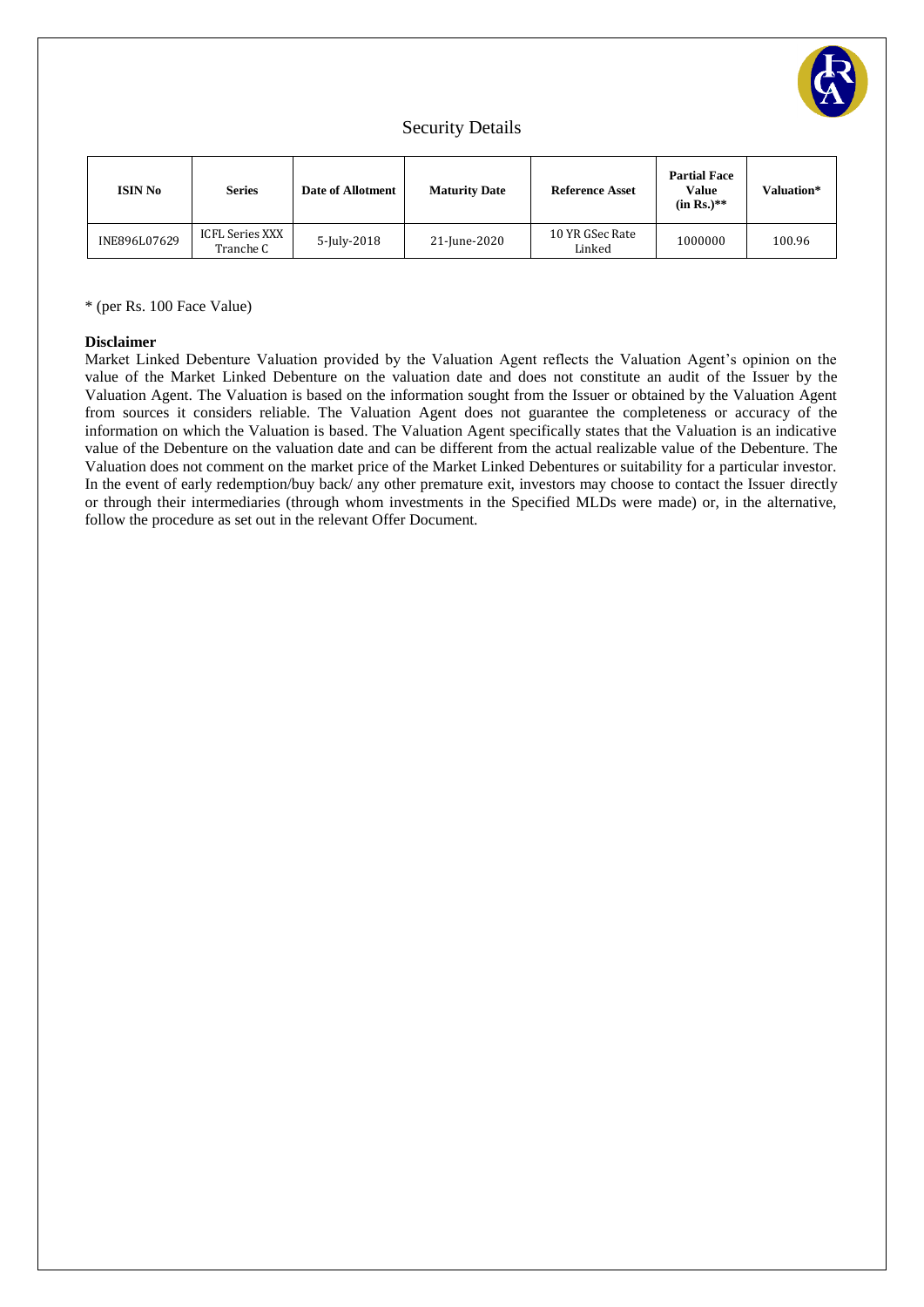## Security Details

| ISIN No | Series | Date of Allotment | Maturity Date | Reference Asset | Partial Face Value (in Rs.)** | Valuation* |
|---|---|---|---|---|---|---|
| INE896L07629 | ICFL Series XXX Tranche C | 5-July-2018 | 21-June-2020 | 10 YR GSec Rate Linked | 1000000 | 100.96 |

* (per Rs. 100 Face Value)

**Disclaimer**

Market Linked Debenture Valuation provided by the Valuation Agent reflects the Valuation Agent's opinion on the value of the Market Linked Debenture on the valuation date and does not constitute an audit of the Issuer by the Valuation Agent. The Valuation is based on the information sought from the Issuer or obtained by the Valuation Agent from sources it considers reliable. The Valuation Agent does not guarantee the completeness or accuracy of the information on which the Valuation is based. The Valuation Agent specifically states that the Valuation is an indicative value of the Debenture on the valuation date and can be different from the actual realizable value of the Debenture. The Valuation does not comment on the market price of the Market Linked Debentures or suitability for a particular investor. In the event of early redemption/buy back/ any other premature exit, investors may choose to contact the Issuer directly or through their intermediaries (through whom investments in the Specified MLDs were made) or, in the alternative, follow the procedure as set out in the relevant Offer Document.